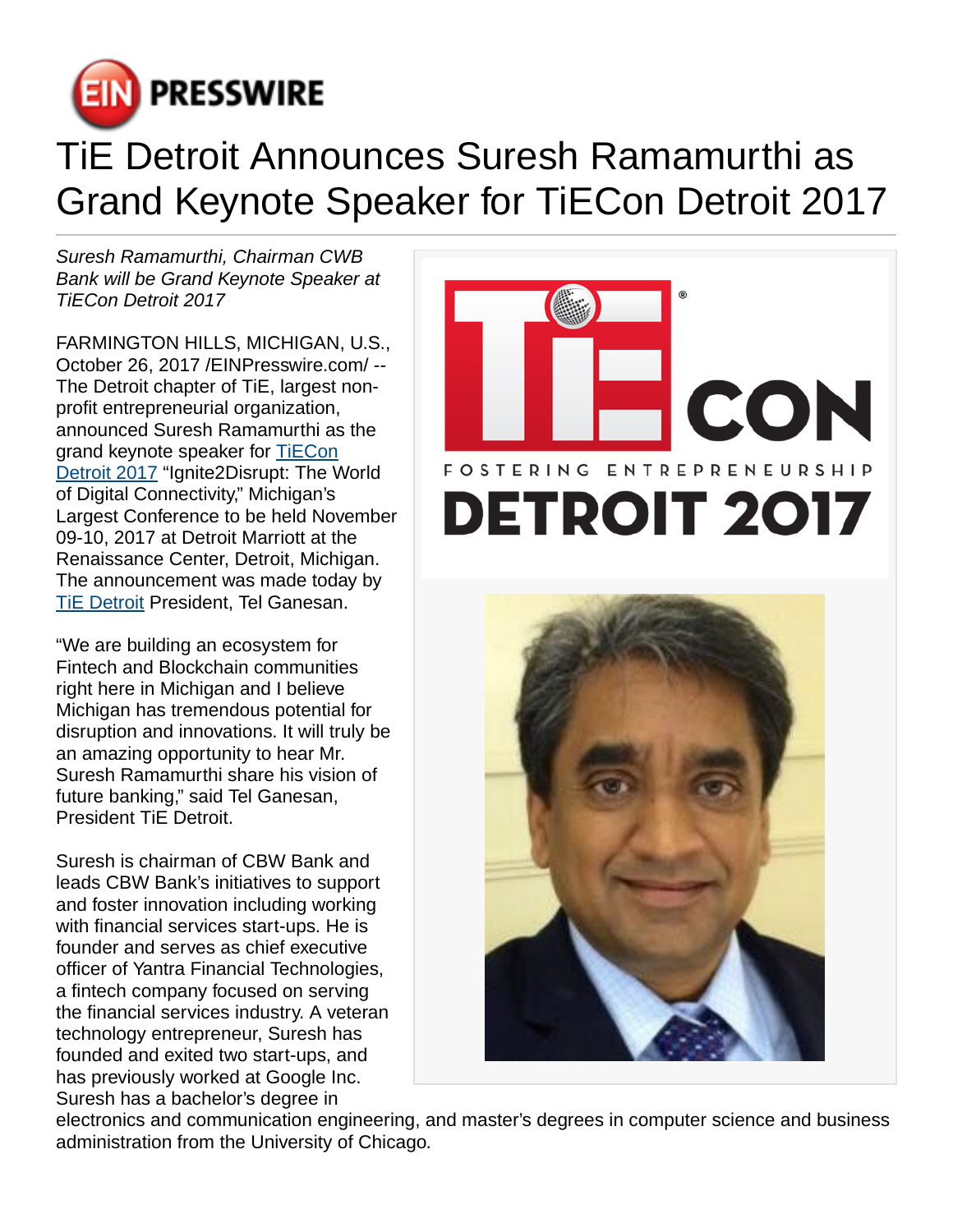# TiE Detroit Announces Suresh Ramamurthi as Grand Keynote Speaker for TiECon Detroit 2017

*Suresh Ramamurthi, Chairman CWB Bank will be Grand Keynote Speaker at TiECon Detroit 2017*

FARMINGTON HILLS, MICHIGAN, U.S., October 26, 2017 /EINPresswire.com/ -- The Detroit chapter of TiE, largest non-profit entrepreneurial organization, announced Suresh Ramamurthi as the grand keynote speaker for TiECon Detroit 2017 “Ignite2Disrupt: The World of Digital Connectivity,” Michigan's Largest Conference to be held November 09-10, 2017 at Detroit Marriott at the Renaissance Center, Detroit, Michigan. The announcement was made today by TiE Detroit President, Tel Ganesan.

“We are building an ecosystem for Fintech and Blockchain communities right here in Michigan and I believe Michigan has tremendous potential for disruption and innovations. It will truly be an amazing opportunity to hear Mr. Suresh Ramamurthi share his vision of future banking,” said Tel Ganesan, President TiE Detroit.

Suresh is chairman of CBW Bank and leads CBW Bank's initiatives to support and foster innovation including working with financial services start-ups. He is founder and serves as chief executive officer of Yantra Financial Technologies, a fintech company focused on serving the financial services industry. A veteran technology entrepreneur, Suresh has founded and exited two start-ups, and has previously worked at Google Inc. Suresh has a bachelor's degree in electronics and communication engineering, and master's degrees in computer science and business administration from the University of Chicago.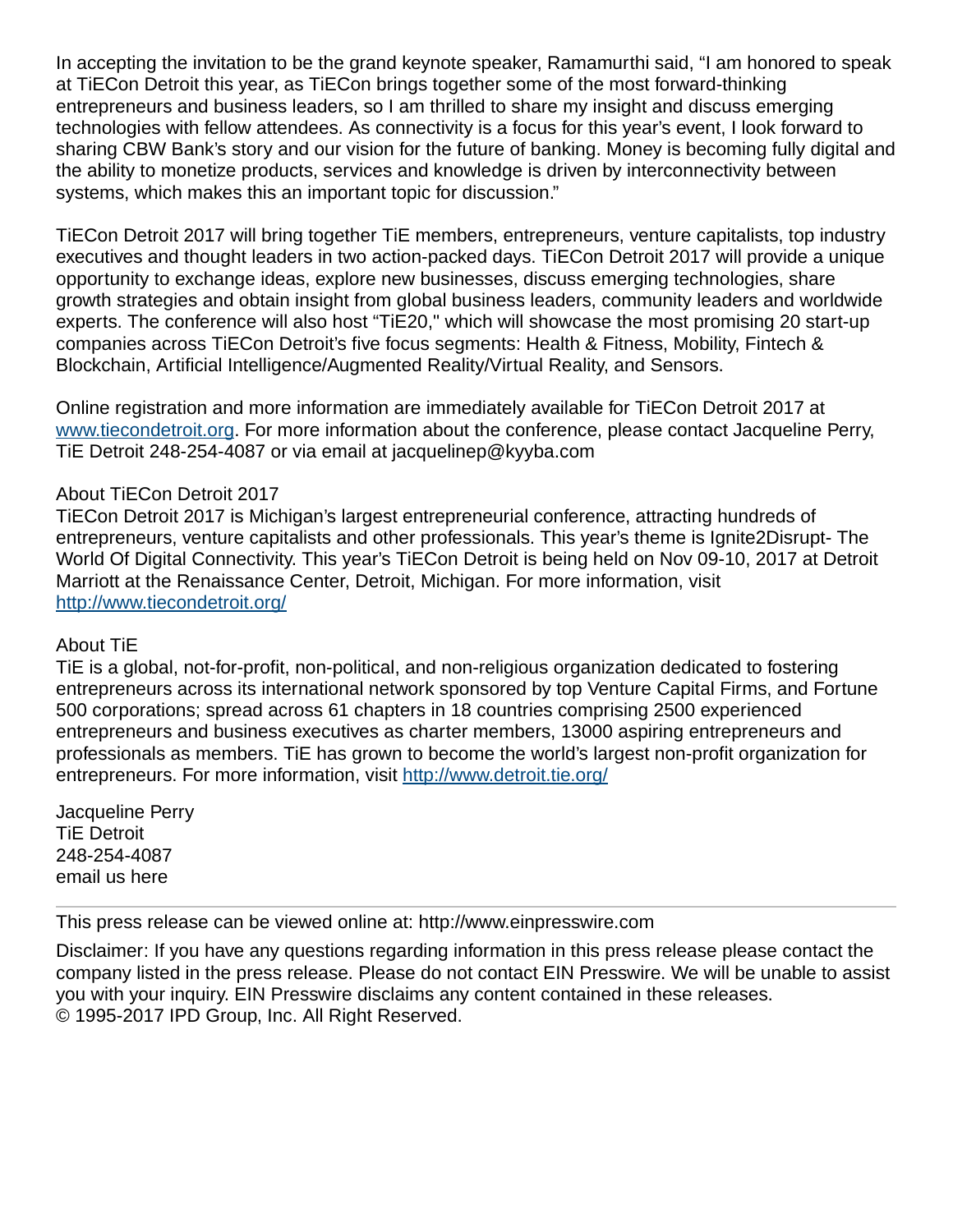In accepting the invitation to be the grand keynote speaker, Ramamurthi said, "I am honored to speak at TiECon Detroit this year, as TiECon brings together some of the most forward-thinking entrepreneurs and business leaders, so I am thrilled to share my insight and discuss emerging technologies with fellow attendees. As connectivity is a focus for this year's event, I look forward to sharing CBW Bank's story and our vision for the future of banking. Money is becoming fully digital and the ability to monetize products, services and knowledge is driven by interconnectivity between systems, which makes this an important topic for discussion."

TiECon Detroit 2017 will bring together TiE members, entrepreneurs, venture capitalists, top industry executives and thought leaders in two action-packed days. TiECon Detroit 2017 will provide a unique opportunity to exchange ideas, explore new businesses, discuss emerging technologies, share growth strategies and obtain insight from global business leaders, community leaders and worldwide experts. The conference will also host "TiE20," which will showcase the most promising 20 start-up companies across TiECon Detroit's five focus segments: Health & Fitness, Mobility, Fintech & Blockchain, Artificial Intelligence/Augmented Reality/Virtual Reality, and Sensors.

Online registration and more information are immediately available for TiECon Detroit 2017 at www.tiecondetroit.org. For more information about the conference, please contact Jacqueline Perry, TiE Detroit 248-254-4087 or via email at jacquelinep@kyyba.com

About TiECon Detroit 2017
TiECon Detroit 2017 is Michigan's largest entrepreneurial conference, attracting hundreds of entrepreneurs, venture capitalists and other professionals. This year's theme is Ignite2Disrupt- The World Of Digital Connectivity. This year's TiECon Detroit is being held on Nov 09-10, 2017 at Detroit Marriott at the Renaissance Center, Detroit, Michigan. For more information, visit http://www.tiecondetroit.org/

About TiE
TiE is a global, not-for-profit, non-political, and non-religious organization dedicated to fostering entrepreneurs across its international network sponsored by top Venture Capital Firms, and Fortune 500 corporations; spread across 61 chapters in 18 countries comprising 2500 experienced entrepreneurs and business executives as charter members, 13000 aspiring entrepreneurs and professionals as members. TiE has grown to become the world's largest non-profit organization for entrepreneurs. For more information, visit http://www.detroit.tie.org/

Jacqueline Perry
TiE Detroit
248-254-4087
email us here

---

This press release can be viewed online at: http://www.einpresswire.com

Disclaimer: If you have any questions regarding information in this press release please contact the company listed in the press release. Please do not contact EIN Presswire. We will be unable to assist you with your inquiry. EIN Presswire disclaims any content contained in these releases.
© 1995-2017 IPD Group, Inc. All Right Reserved.